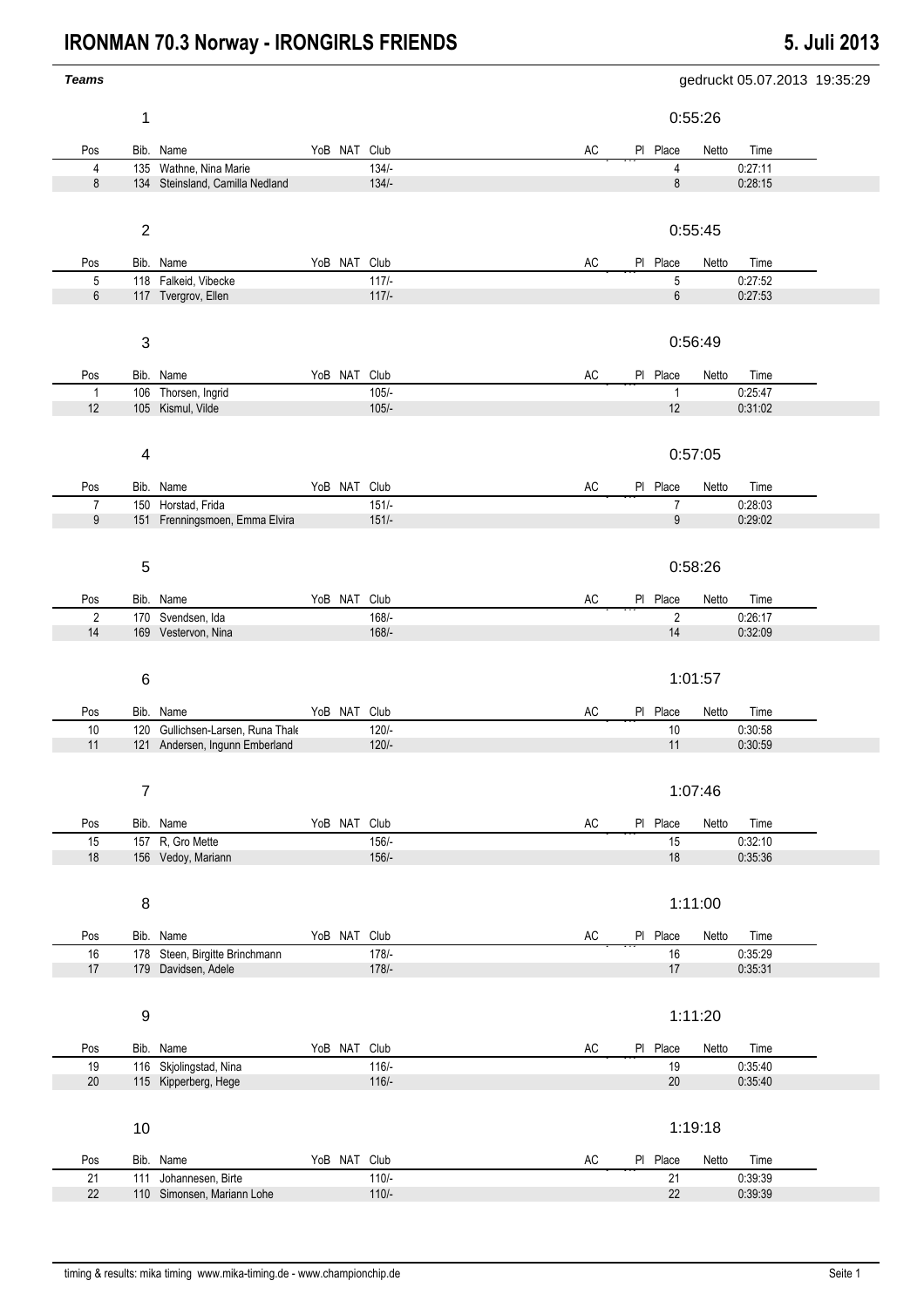# IRONMAN 70.3 Norway - IRONGIRLS FRIENDS

**5. Juli 2013**

***Teams***

gedruckt 05.07.2013 19:35:29

## 1 — 0:55:26

| Pos | Bib. | Name | YoB | NAT | Club | AC | Pl | Place | Netto | Time |
|---|---|---|---|---|---|---|---|---|---|---|
| 4 | 135 | Wathne, Nina Marie | | | 134/- | | | 4 | | 0:27:11 |
| 8 | 134 | Steinsland, Camilla Nedland | | | 134/- | | | 8 | | 0:28:15 |

## 2 — 0:55:45

| Pos | Bib. | Name | YoB | NAT | Club | AC | Pl | Place | Netto | Time |
|---|---|---|---|---|---|---|---|---|---|---|
| 5 | 118 | Falkeid, Vibecke | | | 117/- | | | 5 | | 0:27:52 |
| 6 | 117 | Tvergrov, Ellen | | | 117/- | | | 6 | | 0:27:53 |

## 3 — 0:56:49

| Pos | Bib. | Name | YoB | NAT | Club | AC | Pl | Place | Netto | Time |
|---|---|---|---|---|---|---|---|---|---|---|
| 1 | 106 | Thorsen, Ingrid | | | 105/- | | | 1 | | 0:25:47 |
| 12 | 105 | Kismul, Vilde | | | 105/- | | | 12 | | 0:31:02 |

## 4 — 0:57:05

| Pos | Bib. | Name | YoB | NAT | Club | AC | Pl | Place | Netto | Time |
|---|---|---|---|---|---|---|---|---|---|---|
| 7 | 150 | Horstad, Frida | | | 151/- | | | 7 | | 0:28:03 |
| 9 | 151 | Frenningsmoen, Emma Elvira | | | 151/- | | | 9 | | 0:29:02 |

## 5 — 0:58:26

| Pos | Bib. | Name | YoB | NAT | Club | AC | Pl | Place | Netto | Time |
|---|---|---|---|---|---|---|---|---|---|---|
| 2 | 170 | Svendsen, Ida | | | 168/- | | | 2 | | 0:26:17 |
| 14 | 169 | Vestervon, Nina | | | 168/- | | | 14 | | 0:32:09 |

## 6 — 1:01:57

| Pos | Bib. | Name | YoB | NAT | Club | AC | Pl | Place | Netto | Time |
|---|---|---|---|---|---|---|---|---|---|---|
| 10 | 120 | Gullichsen-Larsen, Runa Thale | | | 120/- | | | 10 | | 0:30:58 |
| 11 | 121 | Andersen, Ingunn Emberland | | | 120/- | | | 11 | | 0:30:59 |

## 7 — 1:07:46

| Pos | Bib. | Name | YoB | NAT | Club | AC | Pl | Place | Netto | Time |
|---|---|---|---|---|---|---|---|---|---|---|
| 15 | 157 | R, Gro Mette | | | 156/- | | | 15 | | 0:32:10 |
| 18 | 156 | Vedoy, Mariann | | | 156/- | | | 18 | | 0:35:36 |

## 8 — 1:11:00

| Pos | Bib. | Name | YoB | NAT | Club | AC | Pl | Place | Netto | Time |
|---|---|---|---|---|---|---|---|---|---|---|
| 16 | 178 | Steen, Birgitte Brinchmann | | | 178/- | | | 16 | | 0:35:29 |
| 17 | 179 | Davidsen, Adele | | | 178/- | | | 17 | | 0:35:31 |

## 9 — 1:11:20

| Pos | Bib. | Name | YoB | NAT | Club | AC | Pl | Place | Netto | Time |
|---|---|---|---|---|---|---|---|---|---|---|
| 19 | 116 | Skjolingstad, Nina | | | 116/- | | | 19 | | 0:35:40 |
| 20 | 115 | Kipperberg, Hege | | | 116/- | | | 20 | | 0:35:40 |

## 10 — 1:19:18

| Pos | Bib. | Name | YoB | NAT | Club | AC | Pl | Place | Netto | Time |
|---|---|---|---|---|---|---|---|---|---|---|
| 21 | 111 | Johannesen, Birte | | | 110/- | | | 21 | | 0:39:39 |
| 22 | 110 | Simonsen, Mariann Lohe | | | 110/- | | | 22 | | 0:39:39 |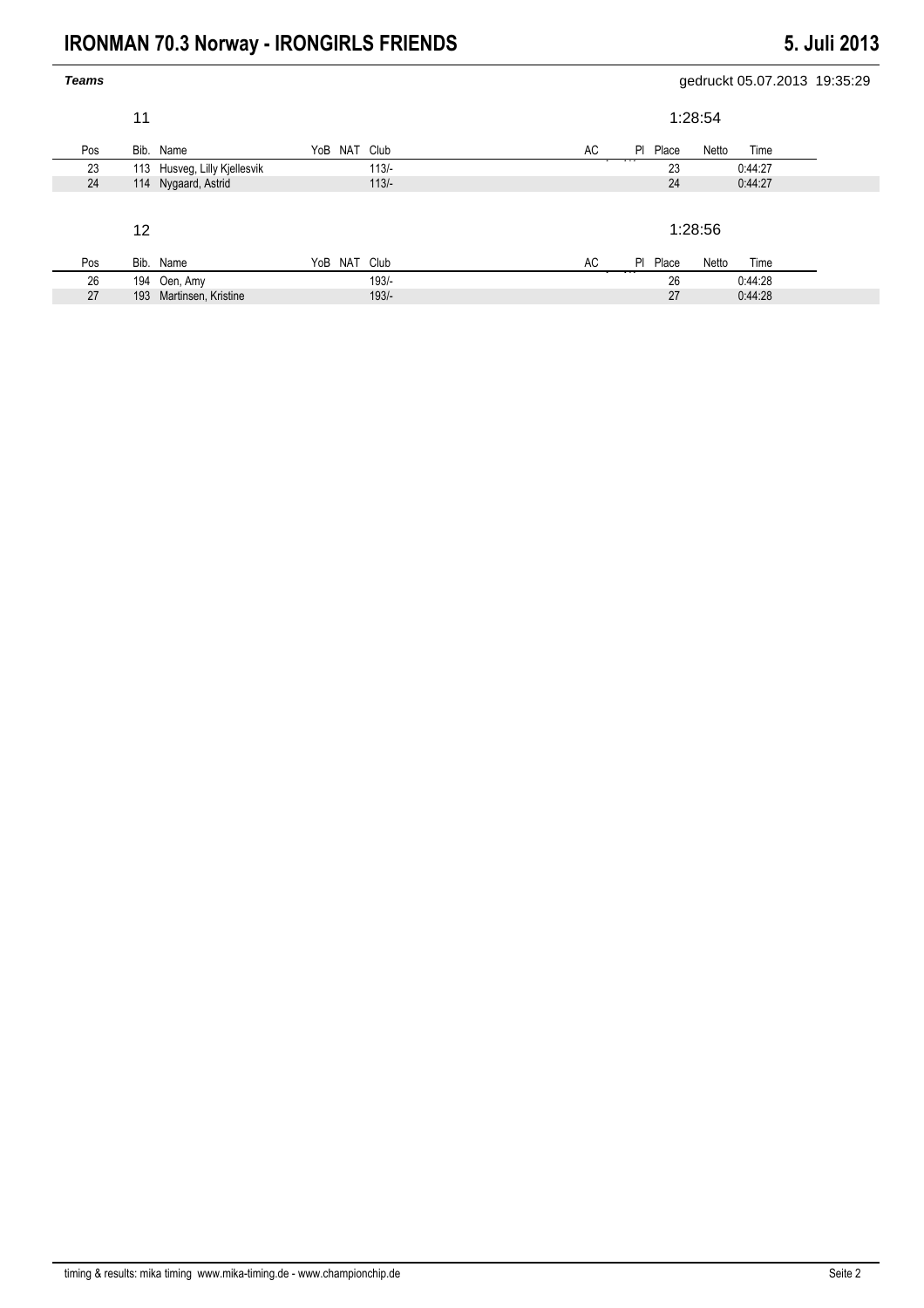*Teams*

gedruckt 05.07.2013 19:35:29

### 11 — 1:28:54

| Pos | Bib. | Name | YoB | NAT | Club | AC | Pl | Place | Netto | Time |
|---|---|---|---|---|---|---|---|---|---|---|
| 23 | 113 | Husveg, Lilly Kjellesvik | | | 113/- | | | 23 | | 0:44:27 |
| 24 | 114 | Nygaard, Astrid | | | 113/- | | | 24 | | 0:44:27 |

### 12 — 1:28:56

| Pos | Bib. | Name | YoB | NAT | Club | AC | Pl | Place | Netto | Time |
|---|---|---|---|---|---|---|---|---|---|---|
| 26 | 194 | Oen, Amy | | | 193/- | | | 26 | | 0:44:28 |
| 27 | 193 | Martinsen, Kristine | | | 193/- | | | 27 | | 0:44:28 |

timing & results: mika timing www.mika-timing.de - www.championchip.de